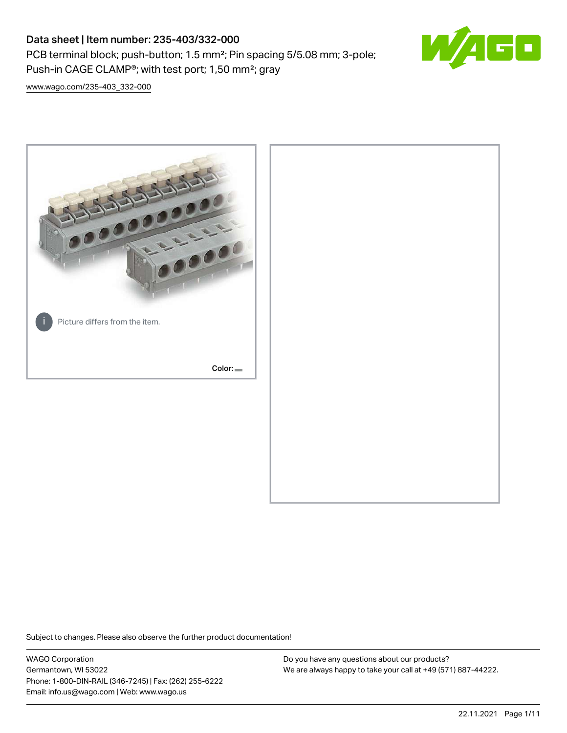# Data sheet | Item number: 235-403/332-000

PCB terminal block; push-button; 1.5 mm²; Pin spacing 5/5.08 mm; 3-pole; Push-in CAGE CLAMP®; with test port; 1,50 mm²; gray

www.wago.com/235-403_332-000

Picture differs from the item.

Color:

Subject to changes. Please also observe the further product documentation!

WAGO Corporation
Germantown, WI 53022
Phone: 1-800-DIN-RAIL (346-7245) | Fax: (262) 255-6222
Email: info.us@wago.com | Web: www.wago.us

Do you have any questions about our products?
We are always happy to take your call at +49 (571) 887-44222.

22.11.2021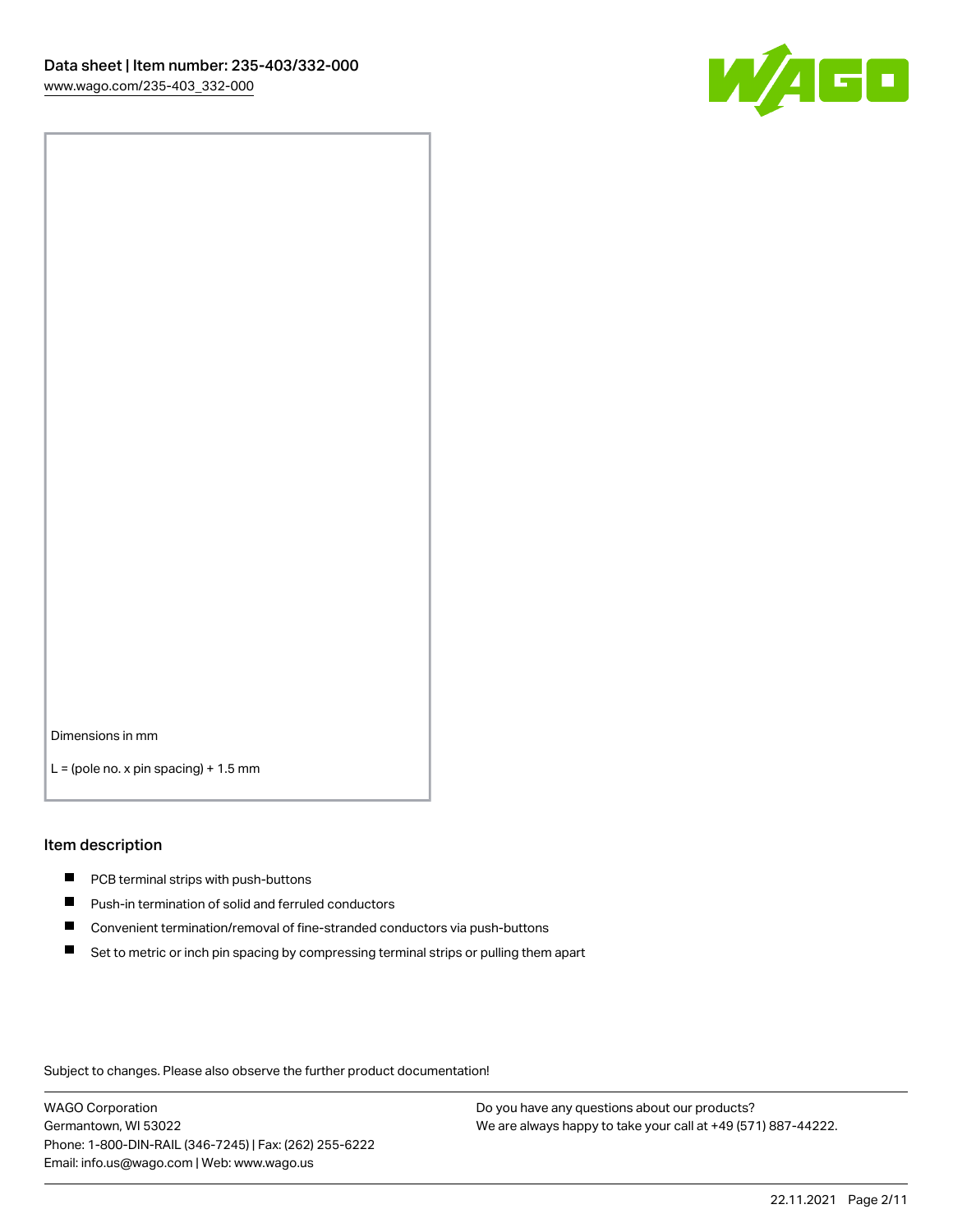Dimensions in mm

L = (pole no. x pin spacing) + 1.5 mm

## Item description

- PCB terminal strips with push-buttons
- Push-in termination of solid and ferruled conductors
- Convenient termination/removal of fine-stranded conductors via push-buttons
- Set to metric or inch pin spacing by compressing terminal strips or pulling them apart

Subject to changes. Please also observe the further product documentation!

WAGO Corporation
Germantown, WI 53022
Phone: 1-800-DIN-RAIL (346-7245) | Fax: (262) 255-6222
Email: info.us@wago.com | Web: www.wago.us

Do you have any questions about our products?
We are always happy to take your call at +49 (571) 887-44222.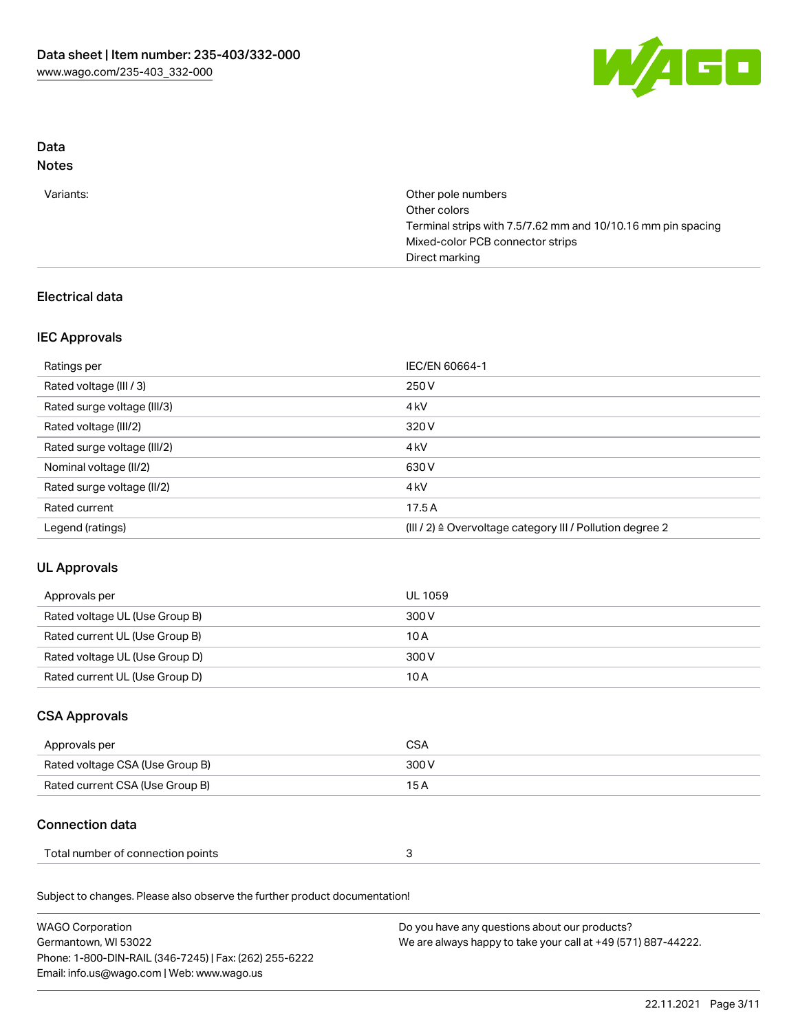## Data
### Notes

| | |
|---|---|
| Variants: | Other pole numbers<br>Other colors<br>Terminal strips with 7.5/7.62 mm and 10/10.16 mm pin spacing<br>Mixed-color PCB connector strips<br>Direct marking |

### Electrical data

#### IEC Approvals

| | |
|---|---|
| Ratings per | IEC/EN 60664-1 |
| Rated voltage (III / 3) | 250 V |
| Rated surge voltage (III/3) | 4 kV |
| Rated voltage (III/2) | 320 V |
| Rated surge voltage (III/2) | 4 kV |
| Nominal voltage (II/2) | 630 V |
| Rated surge voltage (II/2) | 4 kV |
| Rated current | 17.5 A |
| Legend (ratings) | (III / 2) ≙ Overvoltage category III / Pollution degree 2 |

#### UL Approvals

| | |
|---|---|
| Approvals per | UL 1059 |
| Rated voltage UL (Use Group B) | 300 V |
| Rated current UL (Use Group B) | 10 A |
| Rated voltage UL (Use Group D) | 300 V |
| Rated current UL (Use Group D) | 10 A |

#### CSA Approvals

| | |
|---|---|
| Approvals per | CSA |
| Rated voltage CSA (Use Group B) | 300 V |
| Rated current CSA (Use Group B) | 15 A |

### Connection data

| | |
|---|---|
| Total number of connection points | 3 |

Subject to changes. Please also observe the further product documentation!

WAGO Corporation
Germantown, WI 53022
Phone: 1-800-DIN-RAIL (346-7245) | Fax: (262) 255-6222
Email: info.us@wago.com | Web: www.wago.us

Do you have any questions about our products?
We are always happy to take your call at +49 (571) 887-44222.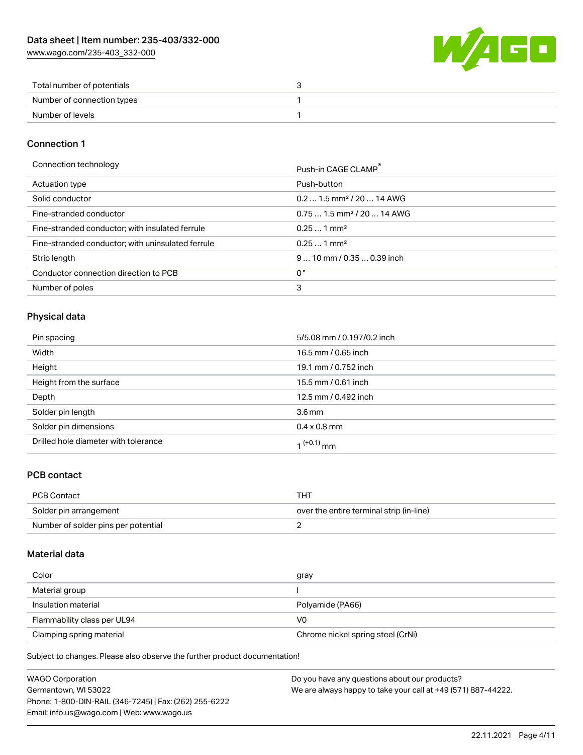| | |
|---|---|
| Total number of potentials | 3 |
| Number of connection types | 1 |
| Number of levels | 1 |

## Connection 1

| | |
|---|---|
| Connection technology | Push-in CAGE CLAMP® |
| Actuation type | Push-button |
| Solid conductor | 0.2 … 1.5 mm² / 20 … 14 AWG |
| Fine-stranded conductor | 0.75 … 1.5 mm² / 20 … 14 AWG |
| Fine-stranded conductor; with insulated ferrule | 0.25 … 1 mm² |
| Fine-stranded conductor; with uninsulated ferrule | 0.25 … 1 mm² |
| Strip length | 9 … 10 mm / 0.35 … 0.39 inch |
| Conductor connection direction to PCB | 0 ° |
| Number of poles | 3 |

## Physical data

| | |
|---|---|
| Pin spacing | 5/5.08 mm / 0.197/0.2 inch |
| Width | 16.5 mm / 0.65 inch |
| Height | 19.1 mm / 0.752 inch |
| Height from the surface | 15.5 mm / 0.61 inch |
| Depth | 12.5 mm / 0.492 inch |
| Solder pin length | 3.6 mm |
| Solder pin dimensions | 0.4 x 0.8 mm |
| Drilled hole diameter with tolerance | $1^{(+0.1)}$ mm |

## PCB contact

| | |
|---|---|
| PCB Contact | THT |
| Solder pin arrangement | over the entire terminal strip (in-line) |
| Number of solder pins per potential | 2 |

## Material data

| | |
|---|---|
| Color | gray |
| Material group | I |
| Insulation material | Polyamide (PA66) |
| Flammability class per UL94 | V0 |
| Clamping spring material | Chrome nickel spring steel (CrNi) |

Subject to changes. Please also observe the further product documentation!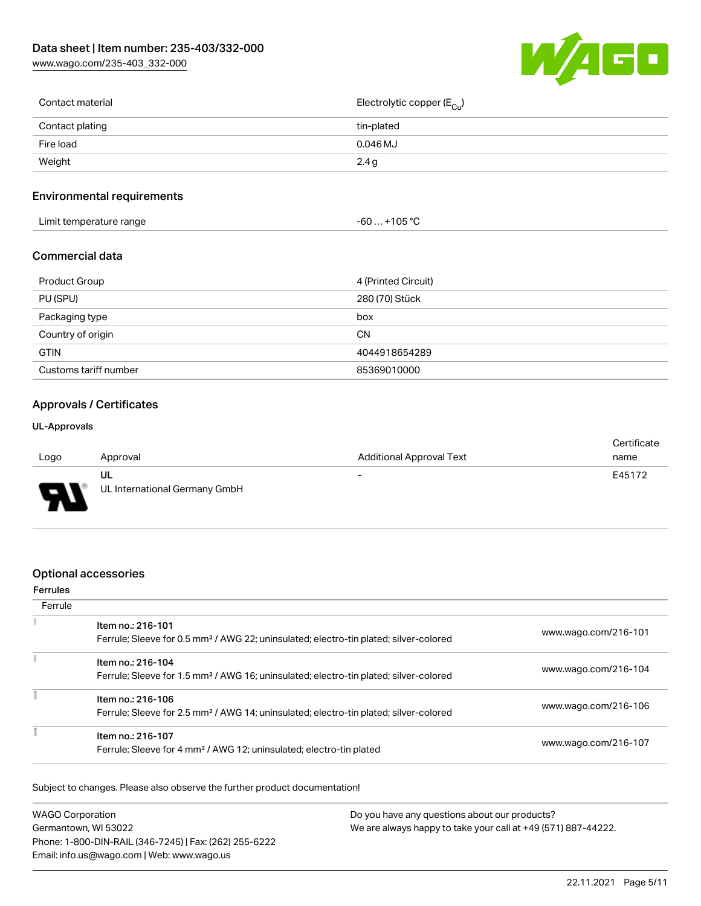| Contact material | Electrolytic copper ($E_{Cu}$) |
| --- | --- |
| Contact plating | tin-plated |
| Fire load | 0.046 MJ |
| Weight | 2.4 g |

## Environmental requirements

| Limit temperature range | -60 … +105 °C |
| --- | --- |

## Commercial data

| Product Group | 4 (Printed Circuit) |
| --- | --- |
| PU (SPU) | 280 (70) Stück |
| Packaging type | box |
| Country of origin | CN |
| GTIN | 4044918654289 |
| Customs tariff number | 85369010000 |

## Approvals / Certificates

### UL-Approvals

| Logo | Approval | Additional Approval Text | Certificate name |
| --- | --- | --- | --- |
| | UL<br>UL International Germany GmbH | - | E45172 |

## Optional accessories

### Ferrules

| Ferrule | | |
| --- | --- | --- |
| | Item no.: 216-101<br>Ferrule; Sleeve for 0.5 mm² / AWG 22; uninsulated; electro-tin plated; silver-colored | www.wago.com/216-101 |
| | Item no.: 216-104<br>Ferrule; Sleeve for 1.5 mm² / AWG 16; uninsulated; electro-tin plated; silver-colored | www.wago.com/216-104 |
| | Item no.: 216-106<br>Ferrule; Sleeve for 2.5 mm² / AWG 14; uninsulated; electro-tin plated; silver-colored | www.wago.com/216-106 |
| | Item no.: 216-107<br>Ferrule; Sleeve for 4 mm² / AWG 12; uninsulated; electro-tin plated | www.wago.com/216-107 |

Subject to changes. Please also observe the further product documentation!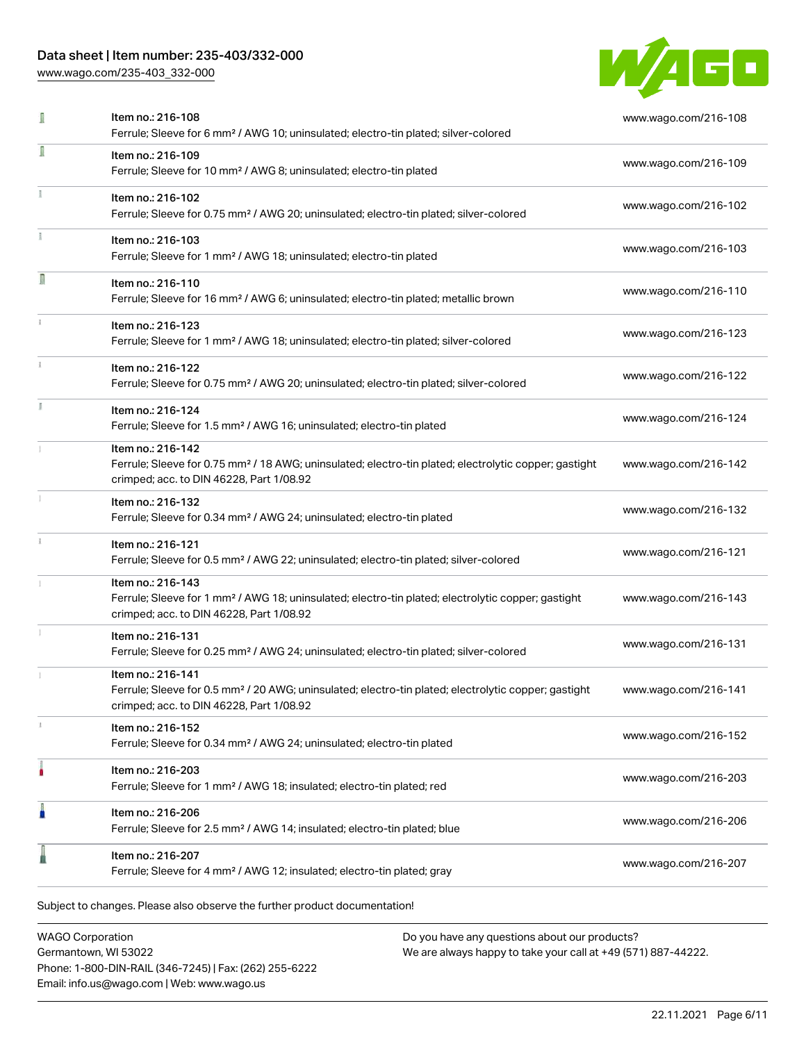| Item no. | Description | URL |
|---|---|---|
| Item no.: 216-108 | Ferrule; Sleeve for 6 mm² / AWG 10; uninsulated; electro-tin plated; silver-colored | www.wago.com/216-108 |
| Item no.: 216-109 | Ferrule; Sleeve for 10 mm² / AWG 8; uninsulated; electro-tin plated | www.wago.com/216-109 |
| Item no.: 216-102 | Ferrule; Sleeve for 0.75 mm² / AWG 20; uninsulated; electro-tin plated; silver-colored | www.wago.com/216-102 |
| Item no.: 216-103 | Ferrule; Sleeve for 1 mm² / AWG 18; uninsulated; electro-tin plated | www.wago.com/216-103 |
| Item no.: 216-110 | Ferrule; Sleeve for 16 mm² / AWG 6; uninsulated; electro-tin plated; metallic brown | www.wago.com/216-110 |
| Item no.: 216-123 | Ferrule; Sleeve for 1 mm² / AWG 18; uninsulated; electro-tin plated; silver-colored | www.wago.com/216-123 |
| Item no.: 216-122 | Ferrule; Sleeve for 0.75 mm² / AWG 20; uninsulated; electro-tin plated; silver-colored | www.wago.com/216-122 |
| Item no.: 216-124 | Ferrule; Sleeve for 1.5 mm² / AWG 16; uninsulated; electro-tin plated | www.wago.com/216-124 |
| Item no.: 216-142 | Ferrule; Sleeve for 0.75 mm² / 18 AWG; uninsulated; electro-tin plated; electrolytic copper; gastight crimped; acc. to DIN 46228, Part 1/08.92 | www.wago.com/216-142 |
| Item no.: 216-132 | Ferrule; Sleeve for 0.34 mm² / AWG 24; uninsulated; electro-tin plated | www.wago.com/216-132 |
| Item no.: 216-121 | Ferrule; Sleeve for 0.5 mm² / AWG 22; uninsulated; electro-tin plated; silver-colored | www.wago.com/216-121 |
| Item no.: 216-143 | Ferrule; Sleeve for 1 mm² / AWG 18; uninsulated; electro-tin plated; electrolytic copper; gastight crimped; acc. to DIN 46228, Part 1/08.92 | www.wago.com/216-143 |
| Item no.: 216-131 | Ferrule; Sleeve for 0.25 mm² / AWG 24; uninsulated; electro-tin plated; silver-colored | www.wago.com/216-131 |
| Item no.: 216-141 | Ferrule; Sleeve for 0.5 mm² / 20 AWG; uninsulated; electro-tin plated; electrolytic copper; gastight crimped; acc. to DIN 46228, Part 1/08.92 | www.wago.com/216-141 |
| Item no.: 216-152 | Ferrule; Sleeve for 0.34 mm² / AWG 24; uninsulated; electro-tin plated | www.wago.com/216-152 |
| Item no.: 216-203 | Ferrule; Sleeve for 1 mm² / AWG 18; insulated; electro-tin plated; red | www.wago.com/216-203 |
| Item no.: 216-206 | Ferrule; Sleeve for 2.5 mm² / AWG 14; insulated; electro-tin plated; blue | www.wago.com/216-206 |
| Item no.: 216-207 | Ferrule; Sleeve for 4 mm² / AWG 12; insulated; electro-tin plated; gray | www.wago.com/216-207 |

Subject to changes. Please also observe the further product documentation!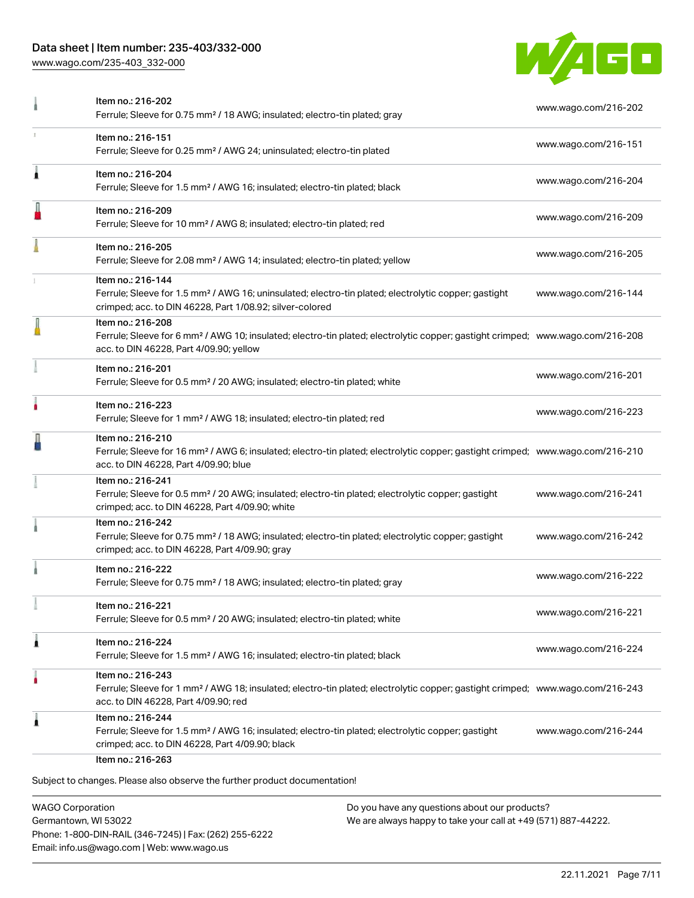| Item | Link |
| --- | --- |
| Item no.: 216-202<br>Ferrule; Sleeve for 0.75 mm² / 18 AWG; insulated; electro-tin plated; gray | www.wago.com/216-202 |
| Item no.: 216-151<br>Ferrule; Sleeve for 0.25 mm² / AWG 24; uninsulated; electro-tin plated | www.wago.com/216-151 |
| Item no.: 216-204<br>Ferrule; Sleeve for 1.5 mm² / AWG 16; insulated; electro-tin plated; black | www.wago.com/216-204 |
| Item no.: 216-209<br>Ferrule; Sleeve for 10 mm² / AWG 8; insulated; electro-tin plated; red | www.wago.com/216-209 |
| Item no.: 216-205<br>Ferrule; Sleeve for 2.08 mm² / AWG 14; insulated; electro-tin plated; yellow | www.wago.com/216-205 |
| Item no.: 216-144<br>Ferrule; Sleeve for 1.5 mm² / AWG 16; uninsulated; electro-tin plated; electrolytic copper; gastight crimped; acc. to DIN 46228, Part 1/08.92; silver-colored | www.wago.com/216-144 |
| Item no.: 216-208<br>Ferrule; Sleeve for 6 mm² / AWG 10; insulated; electro-tin plated; electrolytic copper; gastight crimped; acc. to DIN 46228, Part 4/09.90; yellow | www.wago.com/216-208 |
| Item no.: 216-201<br>Ferrule; Sleeve for 0.5 mm² / 20 AWG; insulated; electro-tin plated; white | www.wago.com/216-201 |
| Item no.: 216-223<br>Ferrule; Sleeve for 1 mm² / AWG 18; insulated; electro-tin plated; red | www.wago.com/216-223 |
| Item no.: 216-210<br>Ferrule; Sleeve for 16 mm² / AWG 6; insulated; electro-tin plated; electrolytic copper; gastight crimped; acc. to DIN 46228, Part 4/09.90; blue | www.wago.com/216-210 |
| Item no.: 216-241<br>Ferrule; Sleeve for 0.5 mm² / 20 AWG; insulated; electro-tin plated; electrolytic copper; gastight crimped; acc. to DIN 46228, Part 4/09.90; white | www.wago.com/216-241 |
| Item no.: 216-242<br>Ferrule; Sleeve for 0.75 mm² / 18 AWG; insulated; electro-tin plated; electrolytic copper; gastight crimped; acc. to DIN 46228, Part 4/09.90; gray | www.wago.com/216-242 |
| Item no.: 216-222<br>Ferrule; Sleeve for 0.75 mm² / 18 AWG; insulated; electro-tin plated; gray | www.wago.com/216-222 |
| Item no.: 216-221<br>Ferrule; Sleeve for 0.5 mm² / 20 AWG; insulated; electro-tin plated; white | www.wago.com/216-221 |
| Item no.: 216-224<br>Ferrule; Sleeve for 1.5 mm² / AWG 16; insulated; electro-tin plated; black | www.wago.com/216-224 |
| Item no.: 216-243<br>Ferrule; Sleeve for 1 mm² / AWG 18; insulated; electro-tin plated; electrolytic copper; gastight crimped; acc. to DIN 46228, Part 4/09.90; red | www.wago.com/216-243 |
| Item no.: 216-244<br>Ferrule; Sleeve for 1.5 mm² / AWG 16; insulated; electro-tin plated; electrolytic copper; gastight crimped; acc. to DIN 46228, Part 4/09.90; black | www.wago.com/216-244 |
| Item no.: 216-263 | |

Subject to changes. Please also observe the further product documentation!

WAGO Corporation
Germantown, WI 53022
Phone: 1-800-DIN-RAIL (346-7245) | Fax: (262) 255-6222
Email: info.us@wago.com | Web: www.wago.us

Do you have any questions about our products?
We are always happy to take your call at +49 (571) 887-44222.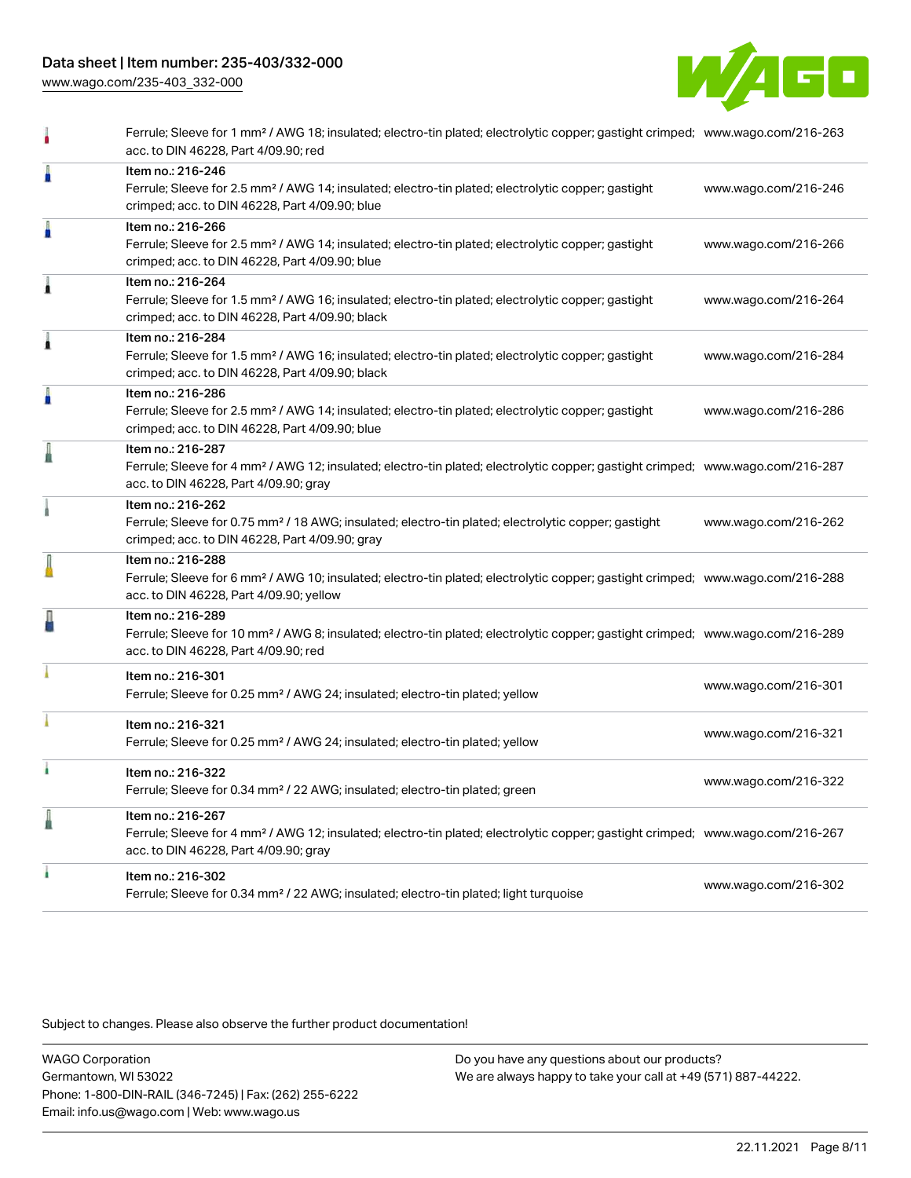| | | |
|---|---|---|
| | Ferrule; Sleeve for 1 mm² / AWG 18; insulated; electro-tin plated; electrolytic copper; gastight crimped; acc. to DIN 46228, Part 4/09.90; red | www.wago.com/216-263 |
| | Item no.: 216-246<br>Ferrule; Sleeve for 2.5 mm² / AWG 14; insulated; electro-tin plated; electrolytic copper; gastight crimped; acc. to DIN 46228, Part 4/09.90; blue | www.wago.com/216-246 |
| | Item no.: 216-266<br>Ferrule; Sleeve for 2.5 mm² / AWG 14; insulated; electro-tin plated; electrolytic copper; gastight crimped; acc. to DIN 46228, Part 4/09.90; blue | www.wago.com/216-266 |
| | Item no.: 216-264<br>Ferrule; Sleeve for 1.5 mm² / AWG 16; insulated; electro-tin plated; electrolytic copper; gastight crimped; acc. to DIN 46228, Part 4/09.90; black | www.wago.com/216-264 |
| | Item no.: 216-284<br>Ferrule; Sleeve for 1.5 mm² / AWG 16; insulated; electro-tin plated; electrolytic copper; gastight crimped; acc. to DIN 46228, Part 4/09.90; black | www.wago.com/216-284 |
| | Item no.: 216-286<br>Ferrule; Sleeve for 2.5 mm² / AWG 14; insulated; electro-tin plated; electrolytic copper; gastight crimped; acc. to DIN 46228, Part 4/09.90; blue | www.wago.com/216-286 |
| | Item no.: 216-287<br>Ferrule; Sleeve for 4 mm² / AWG 12; insulated; electro-tin plated; electrolytic copper; gastight crimped; acc. to DIN 46228, Part 4/09.90; gray | www.wago.com/216-287 |
| | Item no.: 216-262<br>Ferrule; Sleeve for 0.75 mm² / 18 AWG; insulated; electro-tin plated; electrolytic copper; gastight crimped; acc. to DIN 46228, Part 4/09.90; gray | www.wago.com/216-262 |
| | Item no.: 216-288<br>Ferrule; Sleeve for 6 mm² / AWG 10; insulated; electro-tin plated; electrolytic copper; gastight crimped; acc. to DIN 46228, Part 4/09.90; yellow | www.wago.com/216-288 |
| | Item no.: 216-289<br>Ferrule; Sleeve for 10 mm² / AWG 8; insulated; electro-tin plated; electrolytic copper; gastight crimped; acc. to DIN 46228, Part 4/09.90; red | www.wago.com/216-289 |
| | Item no.: 216-301<br>Ferrule; Sleeve for 0.25 mm² / AWG 24; insulated; electro-tin plated; yellow | www.wago.com/216-301 |
| | Item no.: 216-321<br>Ferrule; Sleeve for 0.25 mm² / AWG 24; insulated; electro-tin plated; yellow | www.wago.com/216-321 |
| | Item no.: 216-322<br>Ferrule; Sleeve for 0.34 mm² / 22 AWG; insulated; electro-tin plated; green | www.wago.com/216-322 |
| | Item no.: 216-267<br>Ferrule; Sleeve for 4 mm² / AWG 12; insulated; electro-tin plated; electrolytic copper; gastight crimped; acc. to DIN 46228, Part 4/09.90; gray | www.wago.com/216-267 |
| | Item no.: 216-302<br>Ferrule; Sleeve for 0.34 mm² / 22 AWG; insulated; electro-tin plated; light turquoise | www.wago.com/216-302 |

Subject to changes. Please also observe the further product documentation!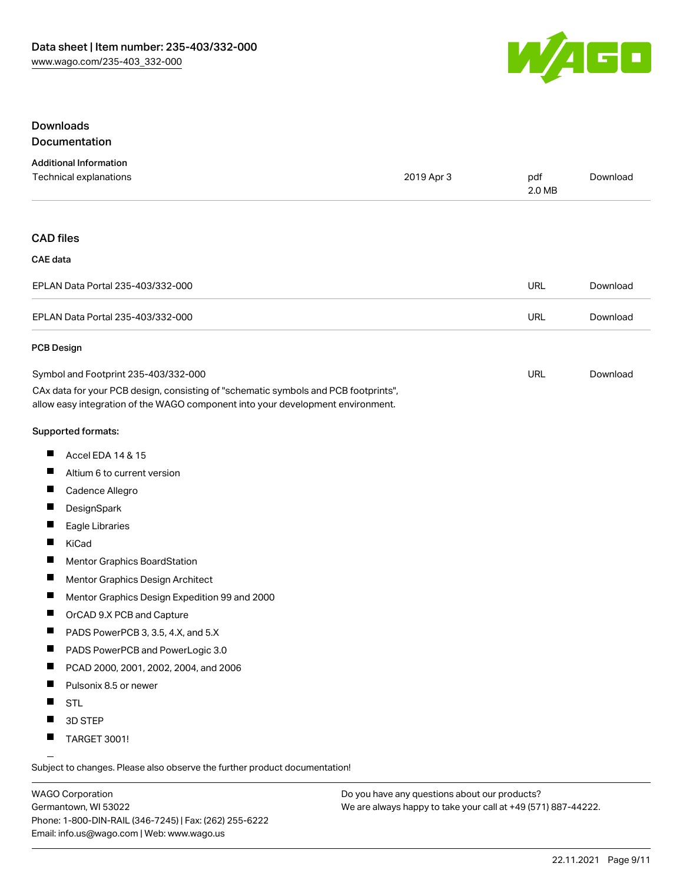## Downloads

### Documentation

**Additional Information**

| Technical explanations | 2019 Apr 3 | pdf 2.0 MB | Download |
| --- | --- | --- | --- |

### CAD files

**CAE data**

| EPLAN Data Portal 235-403/332-000 | URL | Download |
| --- | --- | --- |
| EPLAN Data Portal 235-403/332-000 | URL | Download |

**PCB Design**

| Symbol and Footprint 235-403/332-000 | URL | Download |
| --- | --- | --- |

CAx data for your PCB design, consisting of "schematic symbols and PCB footprints", allow easy integration of the WAGO component into your development environment.

**Supported formats:**

- Accel EDA 14 & 15
- Altium 6 to current version
- Cadence Allegro
- DesignSpark
- Eagle Libraries
- KiCad
- Mentor Graphics BoardStation
- Mentor Graphics Design Architect
- Mentor Graphics Design Expedition 99 and 2000
- OrCAD 9.X PCB and Capture
- PADS PowerPCB 3, 3.5, 4.X, and 5.X
- PADS PowerPCB and PowerLogic 3.0
- PCAD 2000, 2001, 2002, 2004, and 2006
- Pulsonix 8.5 or newer
- STL
- 3D STEP
- TARGET 3001!

Subject to changes. Please also observe the further product documentation!

WAGO Corporation
Germantown, WI 53022
Phone: 1-800-DIN-RAIL (346-7245) | Fax: (262) 255-6222
Email: info.us@wago.com | Web: www.wago.us

Do you have any questions about our products?
We are always happy to take your call at +49 (571) 887-44222.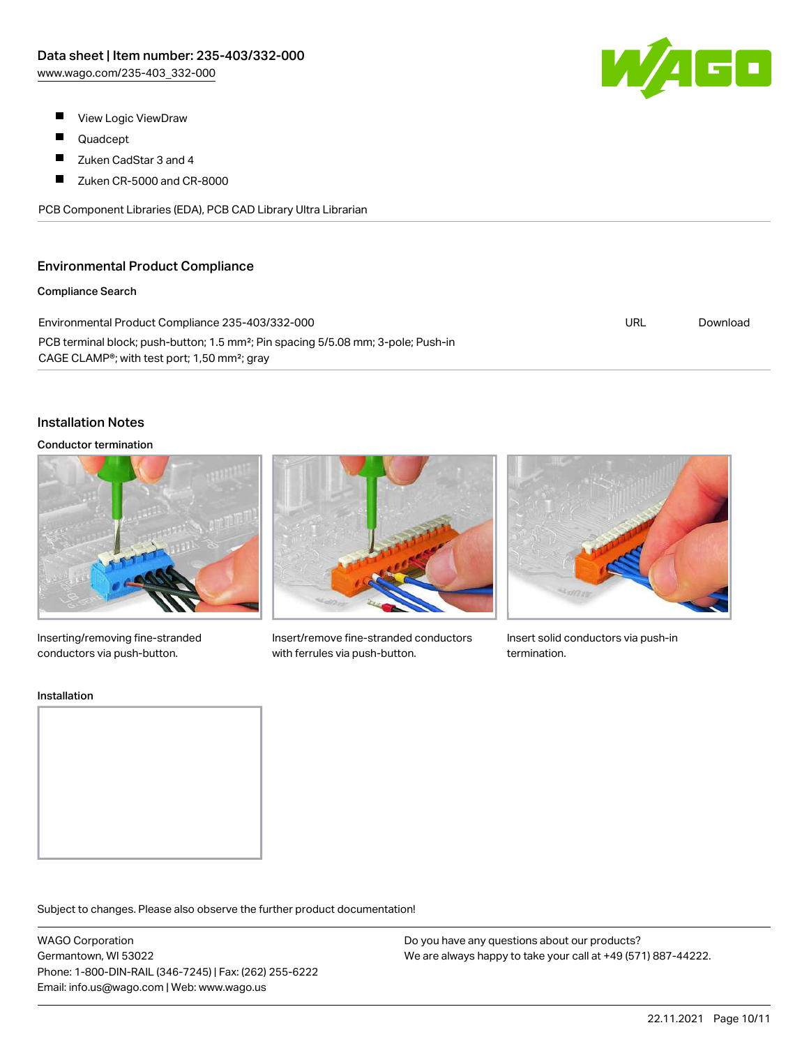- View Logic ViewDraw
- Quadcept
- Zuken CadStar 3 and 4
- Zuken CR-5000 and CR-8000

PCB Component Libraries (EDA), PCB CAD Library Ultra Librarian

## Environmental Product Compliance

### Compliance Search

| | | |
|---|---|---|
| Environmental Product Compliance 235-403/332-000<br>PCB terminal block; push-button; 1.5 mm²; Pin spacing 5/5.08 mm; 3-pole; Push-in CAGE CLAMP®; with test port; 1,50 mm²; gray | URL | Download |

## Installation Notes

### Conductor termination

Inserting/removing fine-stranded conductors via push-button.

Insert/remove fine-stranded conductors with ferrules via push-button.

Insert solid conductors via push-in termination.

### Installation

Subject to changes. Please also observe the further product documentation!

WAGO Corporation
Germantown, WI 53022
Phone: 1-800-DIN-RAIL (346-7245) | Fax: (262) 255-6222
Email: info.us@wago.com | Web: www.wago.us

Do you have any questions about our products?
We are always happy to take your call at +49 (571) 887-44222.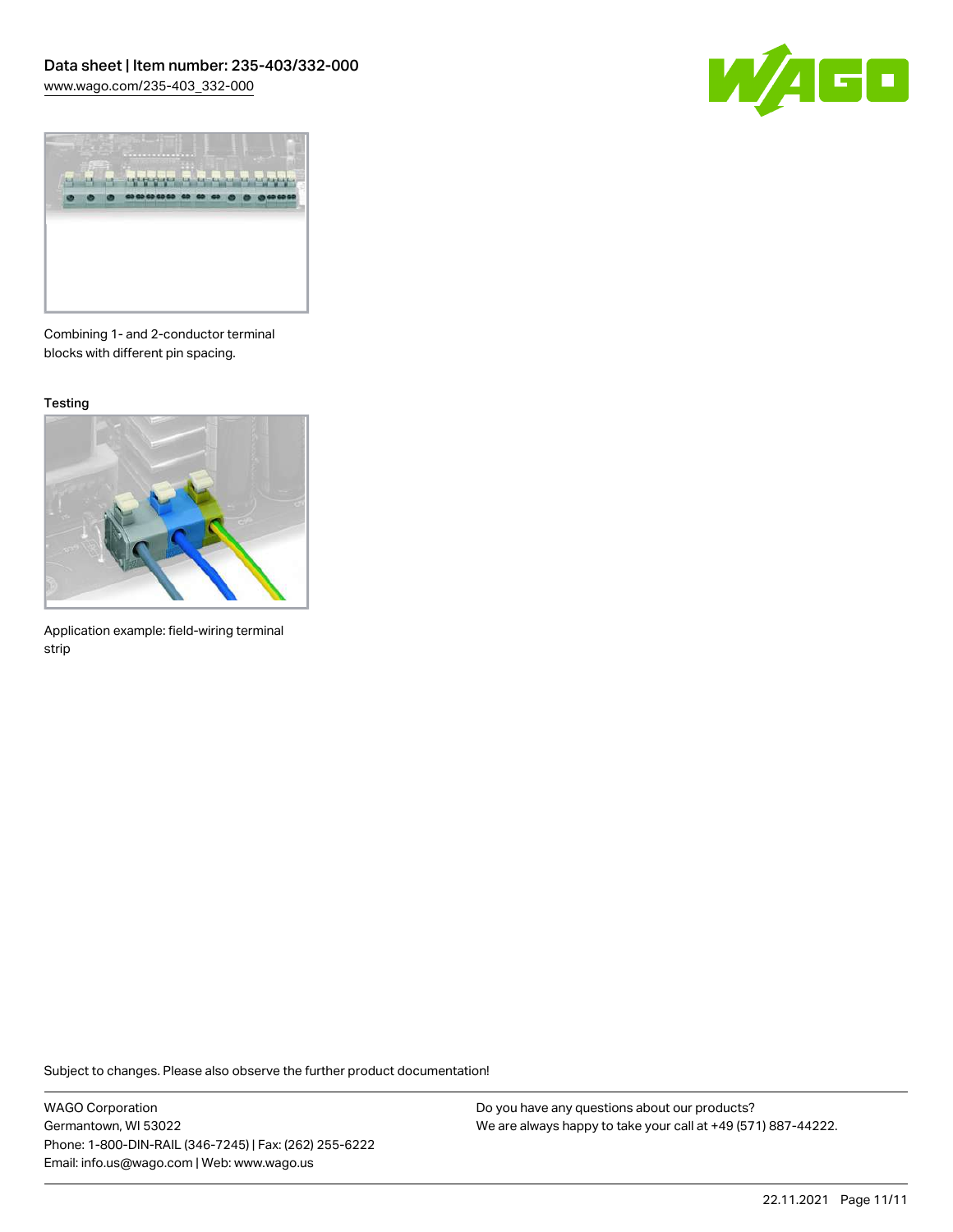Combining 1- and 2-conductor terminal blocks with different pin spacing.

Testing

Application example: field-wiring terminal strip

Subject to changes. Please also observe the further product documentation!

WAGO Corporation
Germantown, WI 53022
Phone: 1-800-DIN-RAIL (346-7245) | Fax: (262) 255-6222
Email: info.us@wago.com | Web: www.wago.us

Do you have any questions about our products?
We are always happy to take your call at +49 (571) 887-44222.